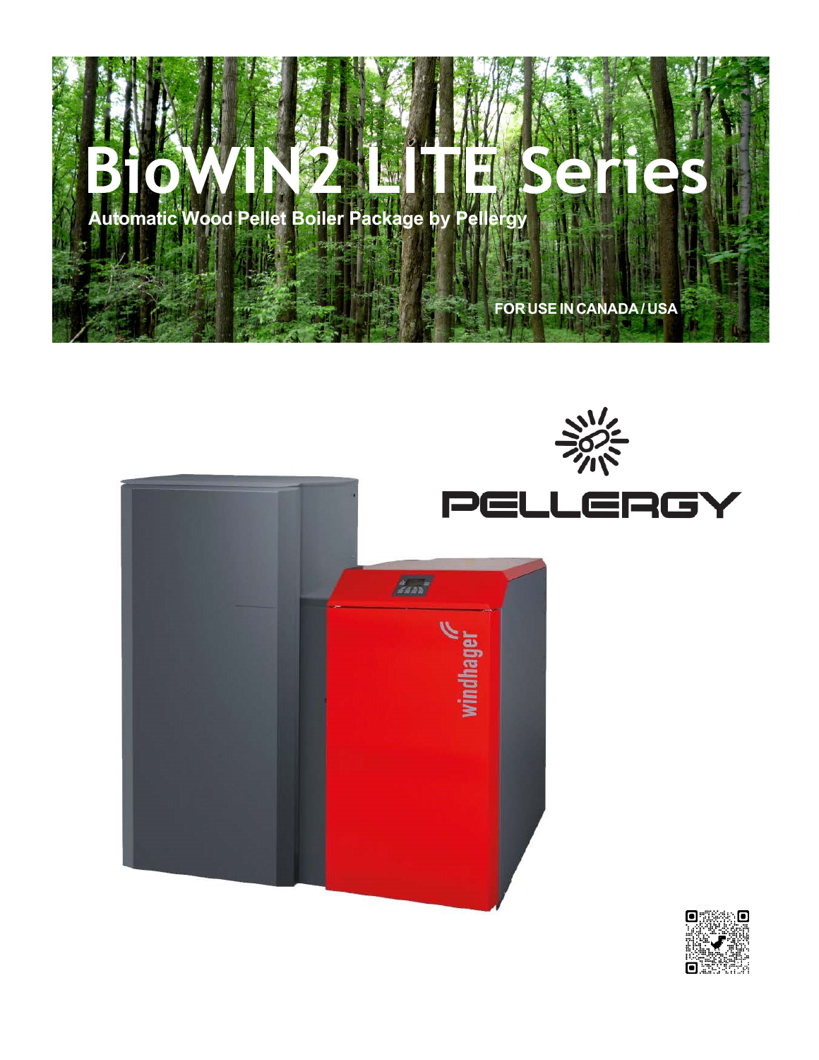# BioWIN2 LITE Series

**Automatic Wood Pellet Boiler Package by Pellergy**

**FOR USE IN CANADA / USA**

PELLERGY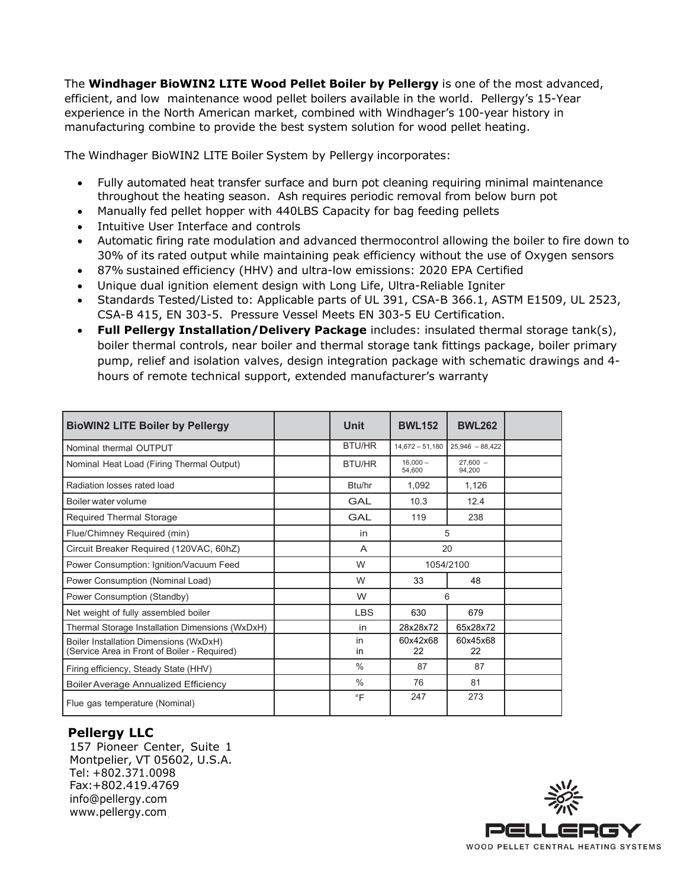The **Windhager BioWIN2 LITE Wood Pellet Boiler by Pellergy** is one of the most advanced, efficient, and low maintenance wood pellet boilers available in the world. Pellergy's 15-Year experience in the North American market, combined with Windhager's 100-year history in manufacturing combine to provide the best system solution for wood pellet heating.

The Windhager BioWIN2 LITE Boiler System by Pellergy incorporates:

- Fully automated heat transfer surface and burn pot cleaning requiring minimal maintenance throughout the heating season. Ash requires periodic removal from below burn pot
- Manually fed pellet hopper with 440LBS Capacity for bag feeding pellets
- Intuitive User Interface and controls
- Automatic firing rate modulation and advanced thermocontrol allowing the boiler to fire down to 30% of its rated output while maintaining peak efficiency without the use of Oxygen sensors
- 87% sustained efficiency (HHV) and ultra-low emissions: 2020 EPA Certified
- Unique dual ignition element design with Long Life, Ultra-Reliable Igniter
- Standards Tested/Listed to: Applicable parts of UL 391, CSA-B 366.1, ASTM E1509, UL 2523, CSA-B 415, EN 303-5. Pressure Vessel Meets EN 303-5 EU Certification.
- **Full Pellergy Installation/Delivery Package** includes: insulated thermal storage tank(s), boiler thermal controls, near boiler and thermal storage tank fittings package, boiler primary pump, relief and isolation valves, design integration package with schematic drawings and 4-hours of remote technical support, extended manufacturer's warranty

| BioWIN2 LITE Boiler by Pellergy | | Unit | BWL152 | BWL262 | |
|---|---|---|---|---|---|
| Nominal thermal OUTPUT | | BTU/HR | 14,672 – 51,180 | 25,946 – 88,422 | |
| Nominal Heat Load (Firing Thermal Output) | | BTU/HR | 16,000 – 54,600 | 27,600 – 94,200 | |
| Radiation losses rated load | | Btu/hr | 1,092 | 1,126 | |
| Boiler water volume | | GAL | 10.3 | 12.4 | |
| Required Thermal Storage | | GAL | 119 | 238 | |
| Flue/Chimney Required (min) | | in | 5 | | |
| Circuit Breaker Required (120VAC, 60hZ) | | A | 20 | | |
| Power Consumption: Ignition/Vacuum Feed | | W | 1054/2100 | | |
| Power Consumption (Nominal Load) | | W | 33 | 48 | |
| Power Consumption (Standby) | | W | 6 | | |
| Net weight of fully assembled boiler | | LBS | 630 | 679 | |
| Thermal Storage Installation Dimensions (WxDxH) | | in | 28x28x72 | 65x28x72 | |
| Boiler Installation Dimensions (WxDxH)<br>(Service Area in Front of Boiler - Required) | | in<br>in | 60x42x68<br>22 | 60x45x68<br>22 | |
| Firing efficiency, Steady State (HHV) | | % | 87 | 87 | |
| Boiler Average Annualized Efficiency | | % | 76 | 81 | |
| Flue gas temperature (Nominal) | | °F | 247 | 273 | |

**Pellergy LLC**
157 Pioneer Center, Suite 1
Montpelier, VT 05602, U.S.A.
Tel: +802.371.0098
Fax:+802.419.4769
info@pellergy.com
www.pellergy.com

PELLERGY
WOOD PELLET CENTRAL HEATING SYSTEMS